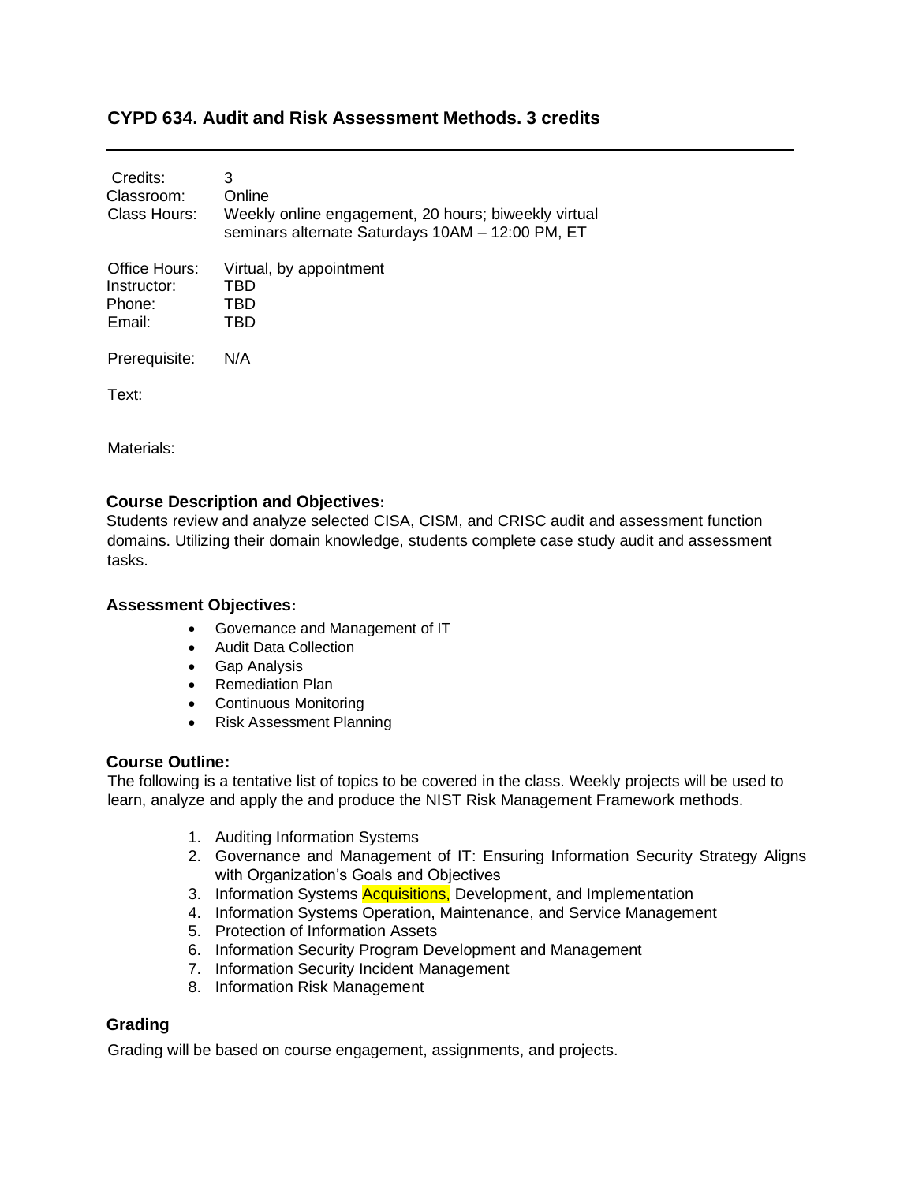## CYPD 634. Audit and Risk Assessment Methods. 3 credits

---

| | |
|---|---|
| Credits: | 3 |
| Classroom: | Online |
| Class Hours: | Weekly online engagement, 20 hours; biweekly virtual seminars alternate Saturdays 10AM – 12:00 PM, ET |
| Office Hours: | Virtual, by appointment |
| Instructor: | TBD |
| Phone: | TBD |
| Email: | TBD |
| Prerequisite: | N/A |
| Text: | |
| Materials: | |

### Course Description and Objectives:

Students review and analyze selected CISA, CISM, and CRISC audit and assessment function domains. Utilizing their domain knowledge, students complete case study audit and assessment tasks.

### Assessment Objectives:

- Governance and Management of IT
- Audit Data Collection
- Gap Analysis
- Remediation Plan
- Continuous Monitoring
- Risk Assessment Planning

### Course Outline:

The following is a tentative list of topics to be covered in the class. Weekly projects will be used to learn, analyze and apply the and produce the NIST Risk Management Framework methods.

1. Auditing Information Systems
2. Governance and Management of IT: Ensuring Information Security Strategy Aligns with Organization's Goals and Objectives
3. Information Systems Acquisitions, Development, and Implementation
4. Information Systems Operation, Maintenance, and Service Management
5. Protection of Information Assets
6. Information Security Program Development and Management
7. Information Security Incident Management
8. Information Risk Management

### Grading

Grading will be based on course engagement, assignments, and projects.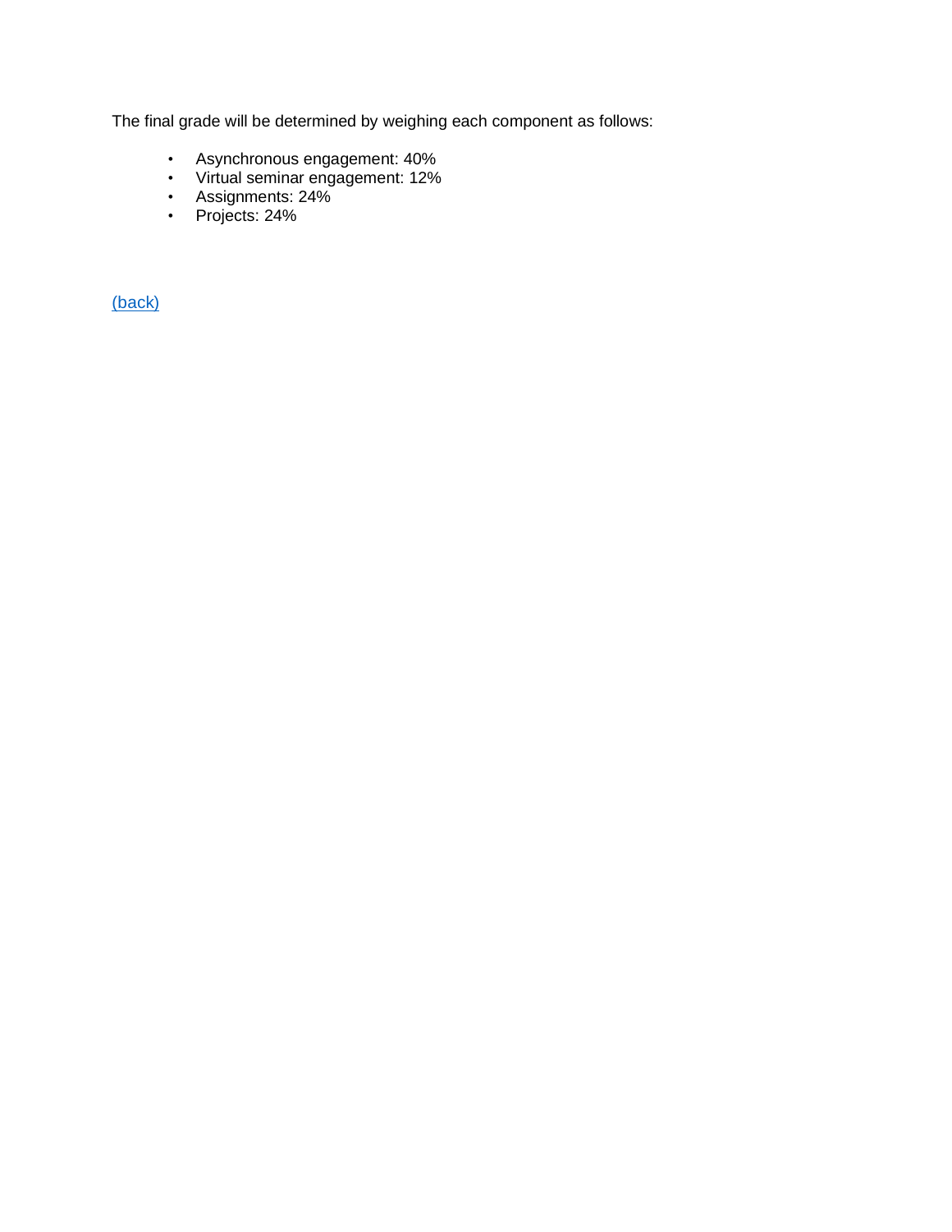The final grade will be determined by weighing each component as follows:

- Asynchronous engagement: 40%
- Virtual seminar engagement: 12%
- Assignments: 24%
- Projects: 24%

(back)